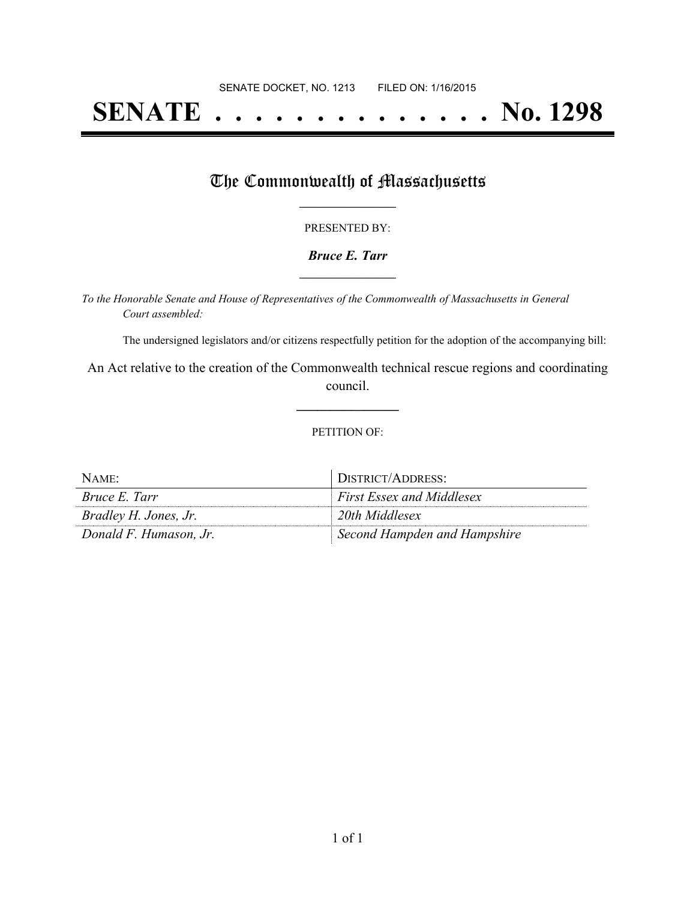SENATE DOCKET, NO. 1213 FILED ON: 1/16/2015

# SENATE . . . . . . . . . . . . . . No. 1298

## The Commonwealth of Massachusetts

PRESENTED BY:

***Bruce E. Tarr***

*To the Honorable Senate and House of Representatives of the Commonwealth of Massachusetts in General Court assembled:*

The undersigned legislators and/or citizens respectfully petition for the adoption of the accompanying bill:

An Act relative to the creation of the Commonwealth technical rescue regions and coordinating council.

PETITION OF:

| NAME: | DISTRICT/ADDRESS: |
|---|---|
| *Bruce E. Tarr* | *First Essex and Middlesex* |
| *Bradley H. Jones, Jr.* | *20th Middlesex* |
| *Donald F. Humason, Jr.* | *Second Hampden and Hampshire* |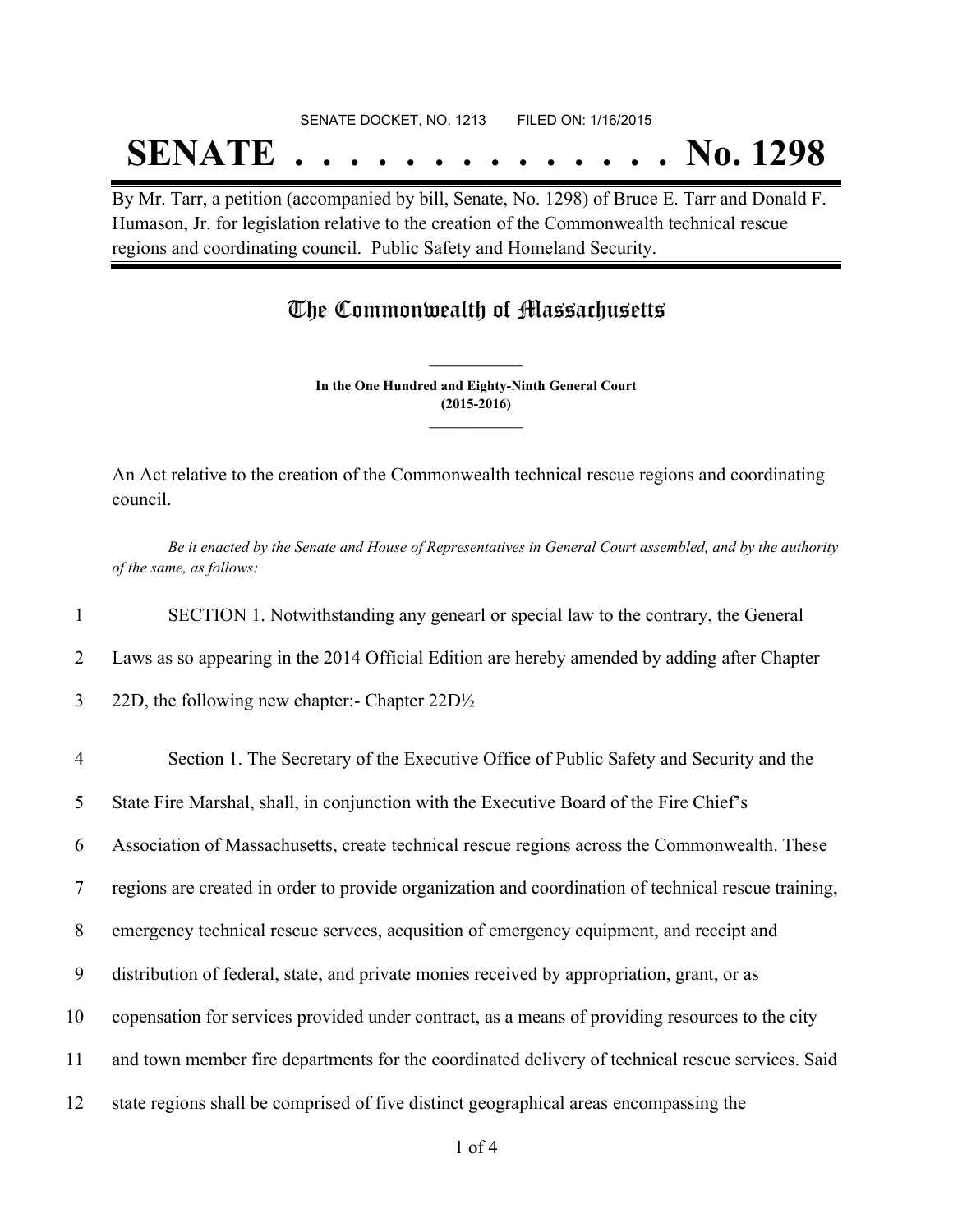SENATE DOCKET, NO. 1213 FILED ON: 1/16/2015

# SENATE . . . . . . . . . . . . . . No. 1298

By Mr. Tarr, a petition (accompanied by bill, Senate, No. 1298) of Bruce E. Tarr and Donald F. Humason, Jr. for legislation relative to the creation of the Commonwealth technical rescue regions and coordinating council. Public Safety and Homeland Security.

## The Commonwealth of Massachusetts

**In the One Hundred and Eighty-Ninth General Court**
**(2015-2016)**

An Act relative to the creation of the Commonwealth technical rescue regions and coordinating council.

*Be it enacted by the Senate and House of Representatives in General Court assembled, and by the authority of the same, as follows:*

1 SECTION 1. Notwithstanding any genearl or special law to the contrary, the General
2 Laws as so appearing in the 2014 Official Edition are hereby amended by adding after Chapter
3 22D, the following new chapter:- Chapter 22D½

4 Section 1. The Secretary of the Executive Office of Public Safety and Security and the
5 State Fire Marshal, shall, in conjunction with the Executive Board of the Fire Chief's
6 Association of Massachusetts, create technical rescue regions across the Commonwealth. These
7 regions are created in order to provide organization and coordination of technical rescue training,
8 emergency technical rescue servces, acqusition of emergency equipment, and receipt and
9 distribution of federal, state, and private monies received by appropriation, grant, or as
10 copensation for services provided under contract, as a means of providing resources to the city
11 and town member fire departments for the coordinated delivery of technical rescue services. Said
12 state regions shall be comprised of five distinct geographical areas encompassing the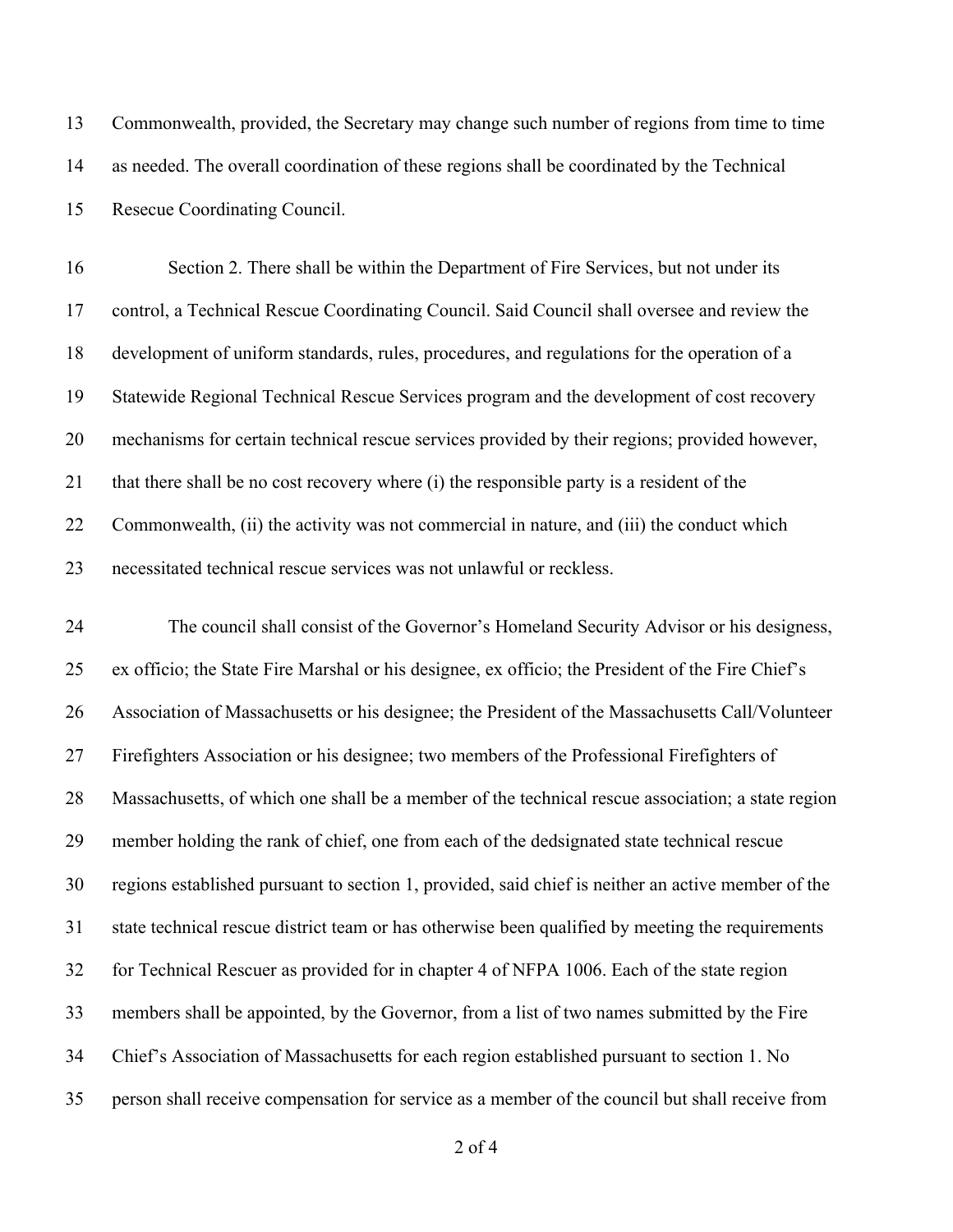Commonwealth, provided, the Secretary may change such number of regions from time to time as needed. The overall coordination of these regions shall be coordinated by the Technical Resecue Coordinating Council.

Section 2. There shall be within the Department of Fire Services, but not under its control, a Technical Rescue Coordinating Council. Said Council shall oversee and review the development of uniform standards, rules, procedures, and regulations for the operation of a Statewide Regional Technical Rescue Services program and the development of cost recovery mechanisms for certain technical rescue services provided by their regions; provided however, that there shall be no cost recovery where (i) the responsible party is a resident of the Commonwealth, (ii) the activity was not commercial in nature, and (iii) the conduct which necessitated technical rescue services was not unlawful or reckless.

The council shall consist of the Governor's Homeland Security Advisor or his designess, ex officio; the State Fire Marshal or his designee, ex officio; the President of the Fire Chief's Association of Massachusetts or his designee; the President of the Massachusetts Call/Volunteer Firefighters Association or his designee; two members of the Professional Firefighters of Massachusetts, of which one shall be a member of the technical rescue association; a state region member holding the rank of chief, one from each of the dedsignated state technical rescue regions established pursuant to section 1, provided, said chief is neither an active member of the state technical rescue district team or has otherwise been qualified by meeting the requirements for Technical Rescuer as provided for in chapter 4 of NFPA 1006. Each of the state region members shall be appointed, by the Governor, from a list of two names submitted by the Fire Chief's Association of Massachusetts for each region established pursuant to section 1. No person shall receive compensation for service as a member of the council but shall receive from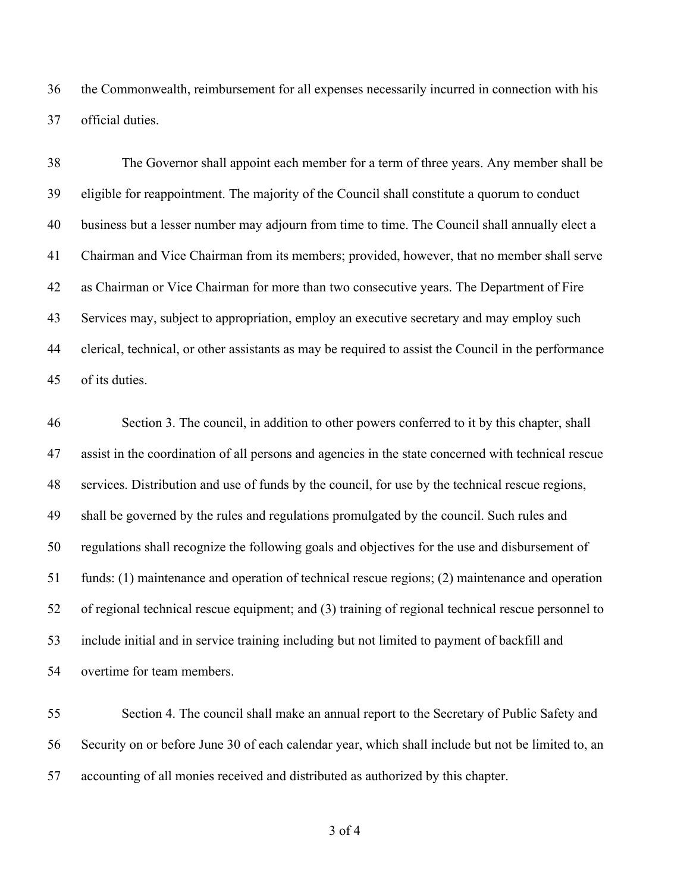the Commonwealth, reimbursement for all expenses necessarily incurred in connection with his official duties.

The Governor shall appoint each member for a term of three years. Any member shall be eligible for reappointment. The majority of the Council shall constitute a quorum to conduct business but a lesser number may adjourn from time to time. The Council shall annually elect a Chairman and Vice Chairman from its members; provided, however, that no member shall serve as Chairman or Vice Chairman for more than two consecutive years. The Department of Fire Services may, subject to appropriation, employ an executive secretary and may employ such clerical, technical, or other assistants as may be required to assist the Council in the performance of its duties.

Section 3. The council, in addition to other powers conferred to it by this chapter, shall assist in the coordination of all persons and agencies in the state concerned with technical rescue services. Distribution and use of funds by the council, for use by the technical rescue regions, shall be governed by the rules and regulations promulgated by the council. Such rules and regulations shall recognize the following goals and objectives for the use and disbursement of funds: (1) maintenance and operation of technical rescue regions; (2) maintenance and operation of regional technical rescue equipment; and (3) training of regional technical rescue personnel to include initial and in service training including but not limited to payment of backfill and overtime for team members.

Section 4. The council shall make an annual report to the Secretary of Public Safety and Security on or before June 30 of each calendar year, which shall include but not be limited to, an accounting of all monies received and distributed as authorized by this chapter.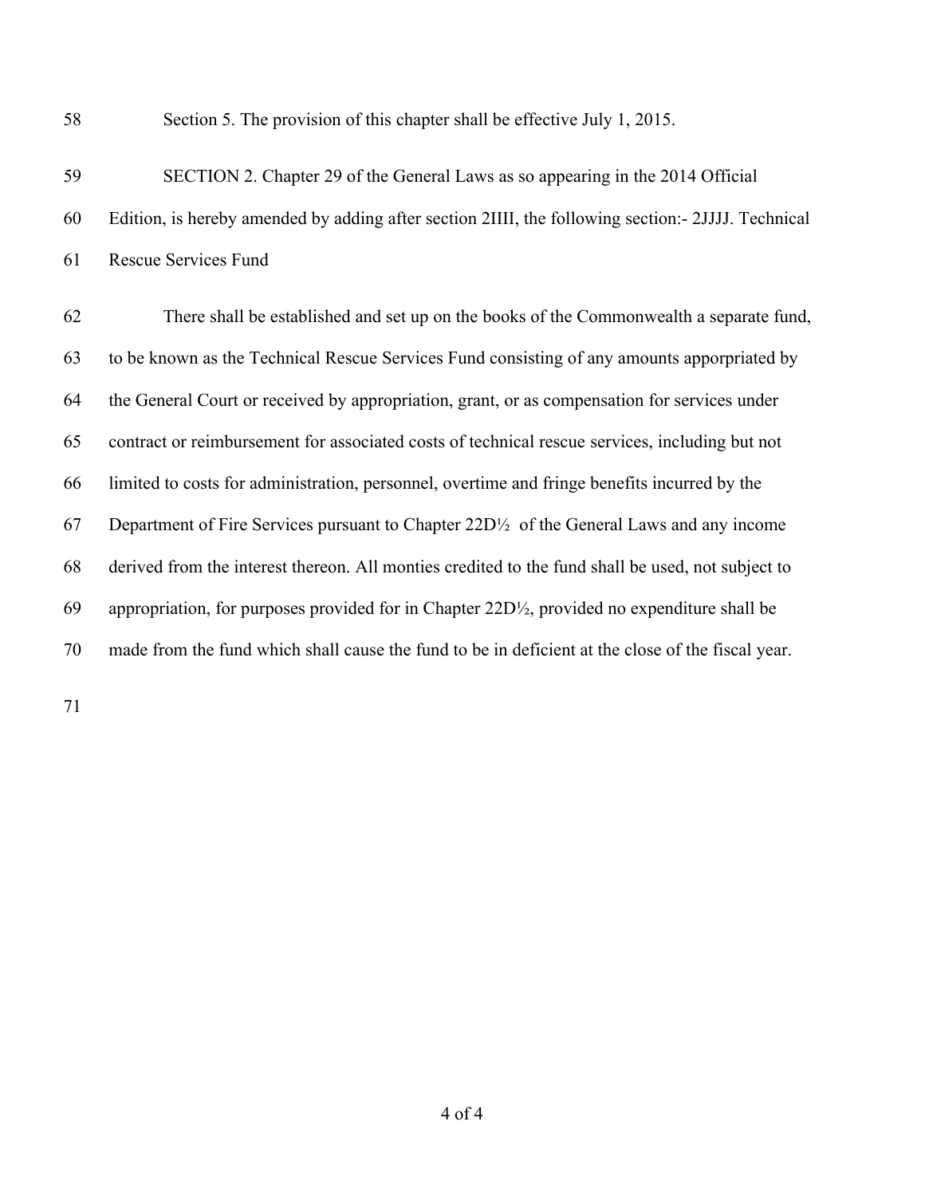Section 5. The provision of this chapter shall be effective July 1, 2015.

SECTION 2. Chapter 29 of the General Laws as so appearing in the 2014 Official Edition, is hereby amended by adding after section 2IIII, the following section:- 2JJJJ. Technical Rescue Services Fund

There shall be established and set up on the books of the Commonwealth a separate fund, to be known as the Technical Rescue Services Fund consisting of any amounts apporpriated by the General Court or received by appropriation, grant, or as compensation for services under contract or reimbursement for associated costs of technical rescue services, including but not limited to costs for administration, personnel, overtime and fringe benefits incurred by the Department of Fire Services pursuant to Chapter 22D½ of the General Laws and any income derived from the interest thereon. All monties credited to the fund shall be used, not subject to appropriation, for purposes provided for in Chapter 22D½, provided no expenditure shall be made from the fund which shall cause the fund to be in deficient at the close of the fiscal year.